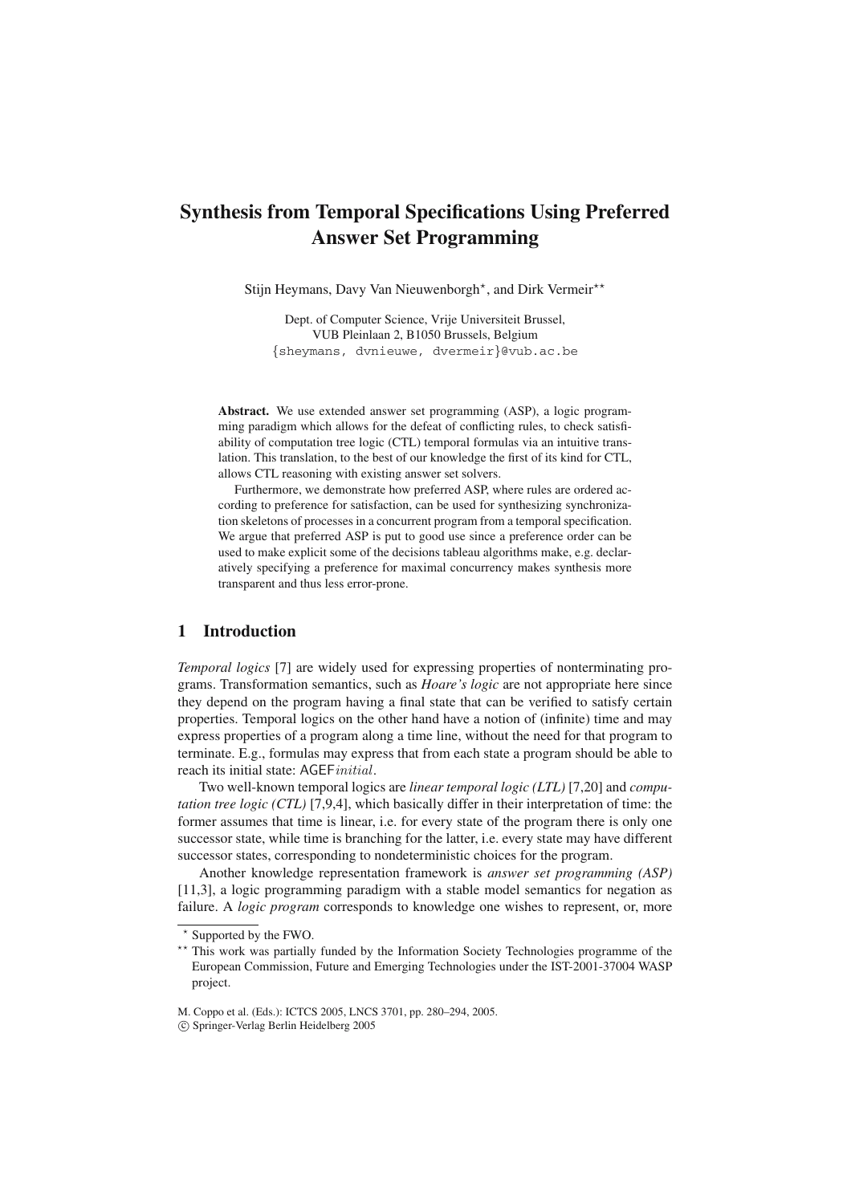# Synthesis from Temporal Specifications Using Preferred Answer Set Programming

Stijn Heymans, Davy Van Nieuwenborgh*, and Dirk Vermeir**

Dept. of Computer Science, Vrije Universiteit Brussel,
VUB Pleinlaan 2, B1050 Brussels, Belgium
{sheymans, dvnieuwe, dvermeir}@vub.ac.be

**Abstract.** We use extended answer set programming (ASP), a logic programming paradigm which allows for the defeat of conflicting rules, to check satisfiability of computation tree logic (CTL) temporal formulas via an intuitive translation. This translation, to the best of our knowledge the first of its kind for CTL, allows CTL reasoning with existing answer set solvers.

Furthermore, we demonstrate how preferred ASP, where rules are ordered according to preference for satisfaction, can be used for synthesizing synchronization skeletons of processes in a concurrent program from a temporal specification. We argue that preferred ASP is put to good use since a preference order can be used to make explicit some of the decisions tableau algorithms make, e.g. declaratively specifying a preference for maximal concurrency makes synthesis more transparent and thus less error-prone.

## 1 Introduction

*Temporal logics* [7] are widely used for expressing properties of nonterminating programs. Transformation semantics, such as *Hoare's logic* are not appropriate here since they depend on the program having a final state that can be verified to satisfy certain properties. Temporal logics on the other hand have a notion of (infinite) time and may express properties of a program along a time line, without the need for that program to terminate. E.g., formulas may express that from each state a program should be able to reach its initial state: $\mathsf{AGEF}\mathit{initial}$.

Two well-known temporal logics are *linear temporal logic (LTL)* [7,20] and *computation tree logic (CTL)* [7,9,4], which basically differ in their interpretation of time: the former assumes that time is linear, i.e. for every state of the program there is only one successor state, while time is branching for the latter, i.e. every state may have different successor states, corresponding to nondeterministic choices for the program.

Another knowledge representation framework is *answer set programming (ASP)* [11,3], a logic programming paradigm with a stable model semantics for negation as failure. A *logic program* corresponds to knowledge one wishes to represent, or, more

* Supported by the FWO.

** This work was partially funded by the Information Society Technologies programme of the European Commission, Future and Emerging Technologies under the IST-2001-37004 WASP project.

M. Coppo et al. (Eds.): ICTCS 2005, LNCS 3701, pp. 280–294, 2005.
© Springer-Verlag Berlin Heidelberg 2005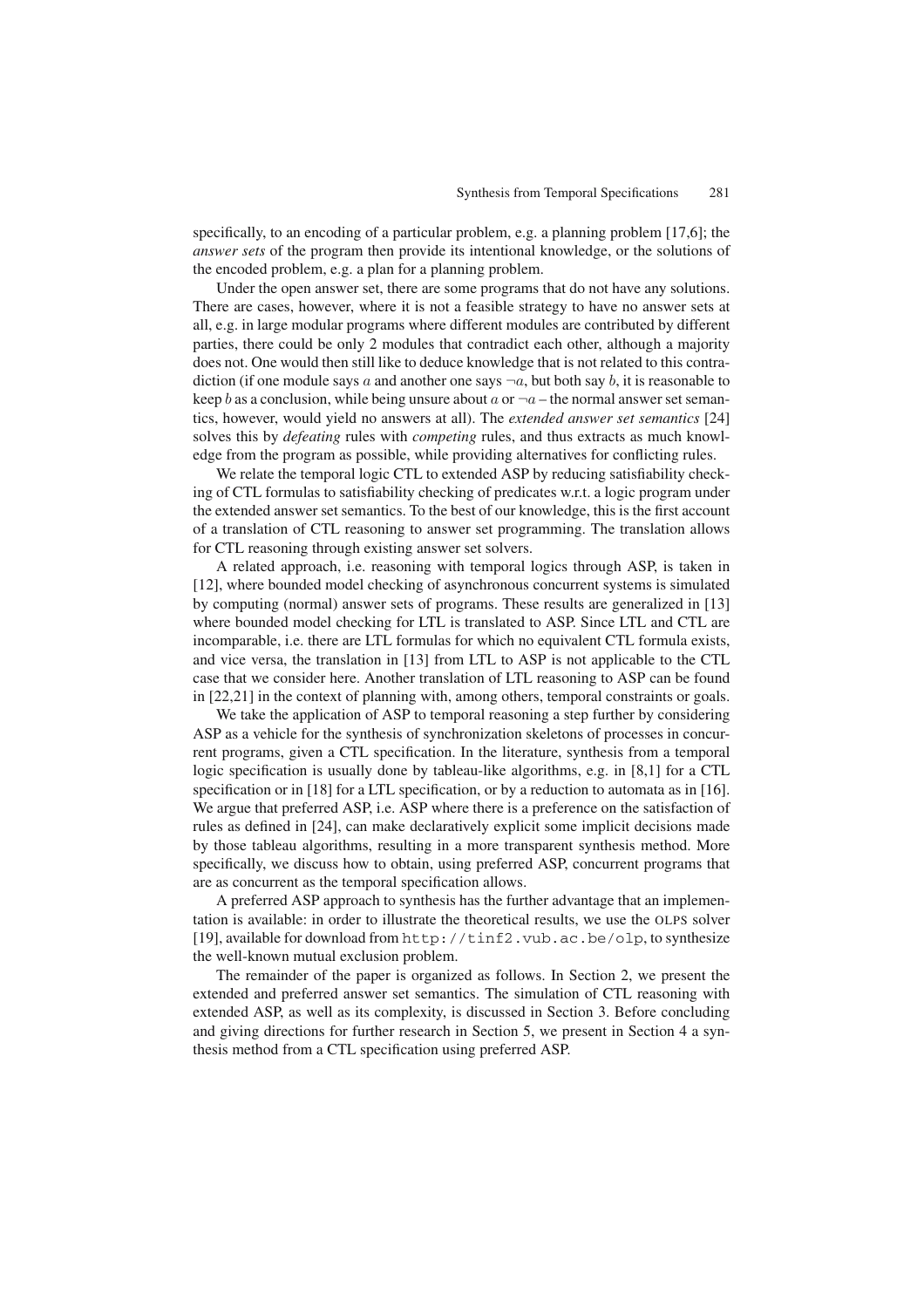specifically, to an encoding of a particular problem, e.g. a planning problem [17,6]; the *answer sets* of the program then provide its intentional knowledge, or the solutions of the encoded problem, e.g. a plan for a planning problem.

Under the open answer set, there are some programs that do not have any solutions. There are cases, however, where it is not a feasible strategy to have no answer sets at all, e.g. in large modular programs where different modules are contributed by different parties, there could be only 2 modules that contradict each other, although a majority does not. One would then still like to deduce knowledge that is not related to this contradiction (if one module says $a$ and another one says $\neg a$, but both say $b$, it is reasonable to keep $b$ as a conclusion, while being unsure about $a$ or $\neg a$ – the normal answer set semantics, however, would yield no answers at all). The *extended answer set semantics* [24] solves this by *defeating* rules with *competing* rules, and thus extracts as much knowledge from the program as possible, while providing alternatives for conflicting rules.

We relate the temporal logic CTL to extended ASP by reducing satisfiability checking of CTL formulas to satisfiability checking of predicates w.r.t. a logic program under the extended answer set semantics. To the best of our knowledge, this is the first account of a translation of CTL reasoning to answer set programming. The translation allows for CTL reasoning through existing answer set solvers.

A related approach, i.e. reasoning with temporal logics through ASP, is taken in [12], where bounded model checking of asynchronous concurrent systems is simulated by computing (normal) answer sets of programs. These results are generalized in [13] where bounded model checking for LTL is translated to ASP. Since LTL and CTL are incomparable, i.e. there are LTL formulas for which no equivalent CTL formula exists, and vice versa, the translation in [13] from LTL to ASP is not applicable to the CTL case that we consider here. Another translation of LTL reasoning to ASP can be found in [22,21] in the context of planning with, among others, temporal constraints or goals.

We take the application of ASP to temporal reasoning a step further by considering ASP as a vehicle for the synthesis of synchronization skeletons of processes in concurrent programs, given a CTL specification. In the literature, synthesis from a temporal logic specification is usually done by tableau-like algorithms, e.g. in [8,1] for a CTL specification or in [18] for a LTL specification, or by a reduction to automata as in [16]. We argue that preferred ASP, i.e. ASP where there is a preference on the satisfaction of rules as defined in [24], can make declaratively explicit some implicit decisions made by those tableau algorithms, resulting in a more transparent synthesis method. More specifically, we discuss how to obtain, using preferred ASP, concurrent programs that are as concurrent as the temporal specification allows.

A preferred ASP approach to synthesis has the further advantage that an implementation is available: in order to illustrate the theoretical results, we use the OLPS solver [19], available for download from `http://tinf2.vub.ac.be/olp`, to synthesize the well-known mutual exclusion problem.

The remainder of the paper is organized as follows. In Section 2, we present the extended and preferred answer set semantics. The simulation of CTL reasoning with extended ASP, as well as its complexity, is discussed in Section 3. Before concluding and giving directions for further research in Section 5, we present in Section 4 a synthesis method from a CTL specification using preferred ASP.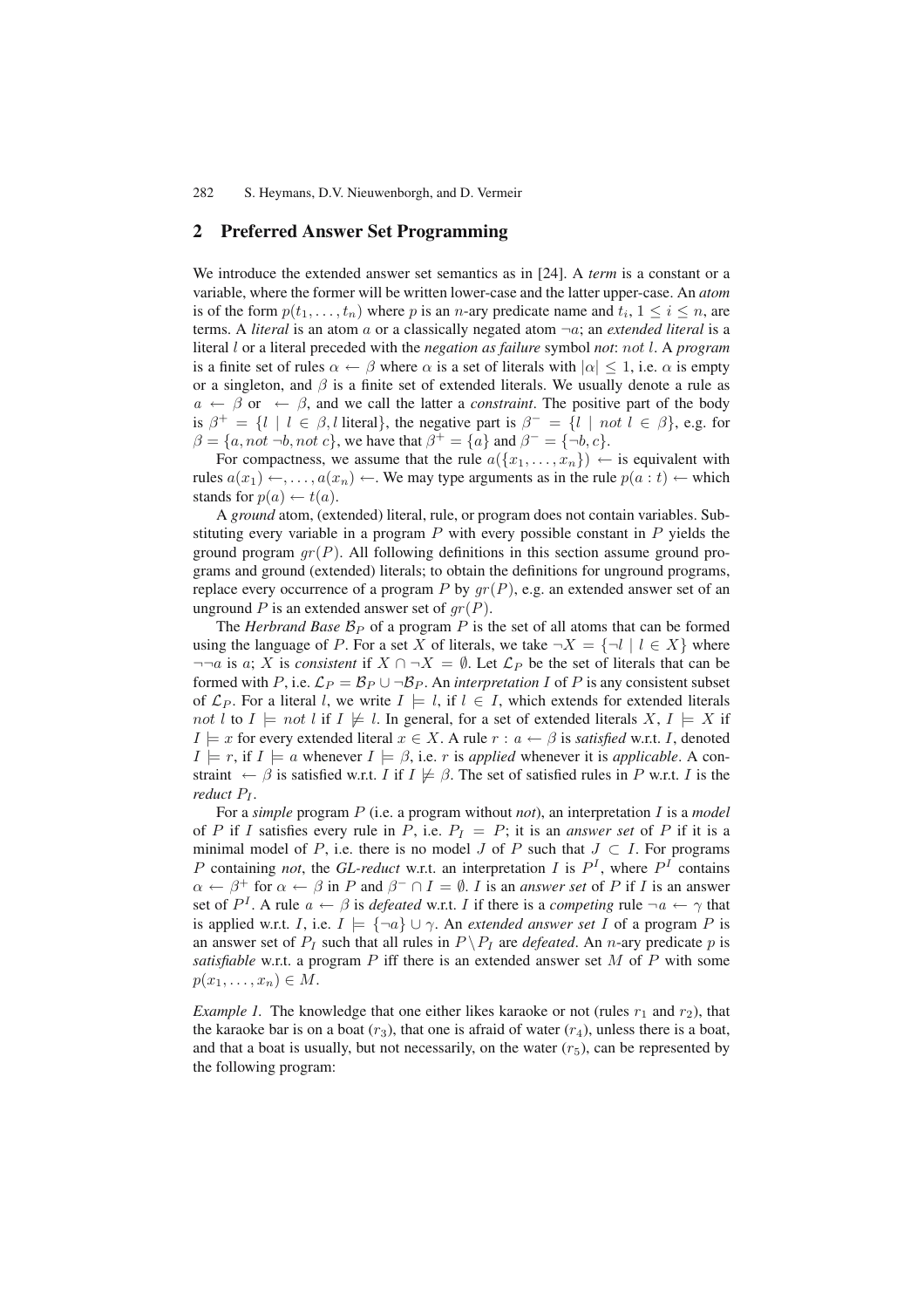## 2 Preferred Answer Set Programming

We introduce the extended answer set semantics as in [24]. A *term* is a constant or a variable, where the former will be written lower-case and the latter upper-case. An *atom* is of the form $p(t_1, \ldots, t_n)$ where $p$ is an $n$-ary predicate name and $t_i$, $1 \leq i \leq n$, are terms. A *literal* is an atom $a$ or a classically negated atom $\neg a$; an *extended literal* is a literal $l$ or a literal preceded with the *negation as failure* symbol *not*: $not\ l$. A *program* is a finite set of rules $\alpha \leftarrow \beta$ where $\alpha$ is a set of literals with $|\alpha| \leq 1$, i.e. $\alpha$ is empty or a singleton, and $\beta$ is a finite set of extended literals. We usually denote a rule as $a \leftarrow \beta$ or $\leftarrow \beta$, and we call the latter a *constraint*. The positive part of the body is $\beta^+ = \{l \mid l \in \beta, l \text{ literal}\}$, the negative part is $\beta^- = \{l \mid not\ l \in \beta\}$, e.g. for $\beta = \{a, not\ \neg b, not\ c\}$, we have that $\beta^+ = \{a\}$ and $\beta^- = \{\neg b, c\}$.

For compactness, we assume that the rule $a(\{x_1, \ldots, x_n\}) \leftarrow$ is equivalent with rules $a(x_1) \leftarrow, \ldots, a(x_n) \leftarrow$. We may type arguments as in the rule $p(a : t) \leftarrow$ which stands for $p(a) \leftarrow t(a)$.

A *ground* atom, (extended) literal, rule, or program does not contain variables. Substituting every variable in a program $P$ with every possible constant in $P$ yields the ground program $gr(P)$. All following definitions in this section assume ground programs and ground (extended) literals; to obtain the definitions for unground programs, replace every occurrence of a program $P$ by $gr(P)$, e.g. an extended answer set of an unground $P$ is an extended answer set of $gr(P)$.

The *Herbrand Base* $\mathcal{B}_P$ of a program $P$ is the set of all atoms that can be formed using the language of $P$. For a set $X$ of literals, we take $\neg X = \{\neg l \mid l \in X\}$ where $\neg\neg a$ is $a$; $X$ is *consistent* if $X \cap \neg X = \emptyset$. Let $\mathcal{L}_P$ be the set of literals that can be formed with $P$, i.e. $\mathcal{L}_P = \mathcal{B}_P \cup \neg\mathcal{B}_P$. An *interpretation* $I$ of $P$ is any consistent subset of $\mathcal{L}_P$. For a literal $l$, we write $I \models l$, if $l \in I$, which extends for extended literals $not\ l$ to $I \models not\ l$ if $I \not\models l$. In general, for a set of extended literals $X$, $I \models X$ if $I \models x$ for every extended literal $x \in X$. A rule $r : a \leftarrow \beta$ is *satisfied* w.r.t. $I$, denoted $I \models r$, if $I \models a$ whenever $I \models \beta$, i.e. $r$ is *applied* whenever it is *applicable*. A constraint $\leftarrow \beta$ is satisfied w.r.t. $I$ if $I \not\models \beta$. The set of satisfied rules in $P$ w.r.t. $I$ is the *reduct* $P_I$.

For a *simple* program $P$ (i.e. a program without *not*), an interpretation $I$ is a *model* of $P$ if $I$ satisfies every rule in $P$, i.e. $P_I = P$; it is an *answer set* of $P$ if it is a minimal model of $P$, i.e. there is no model $J$ of $P$ such that $J \subset I$. For programs $P$ containing *not*, the *GL-reduct* w.r.t. an interpretation $I$ is $P^I$, where $P^I$ contains $\alpha \leftarrow \beta^+$ for $\alpha \leftarrow \beta$ in $P$ and $\beta^- \cap I = \emptyset$. $I$ is an *answer set* of $P$ if $I$ is an answer set of $P^I$. A rule $a \leftarrow \beta$ is *defeated* w.r.t. $I$ if there is a *competing* rule $\neg a \leftarrow \gamma$ that is applied w.r.t. $I$, i.e. $I \models \{\neg a\} \cup \gamma$. An *extended answer set* $I$ of a program $P$ is an answer set of $P_I$ such that all rules in $P \backslash P_I$ are *defeated*. An $n$-ary predicate $p$ is *satisfiable* w.r.t. a program $P$ iff there is an extended answer set $M$ of $P$ with some $p(x_1, \ldots, x_n) \in M$.

*Example 1.* The knowledge that one either likes karaoke or not (rules $r_1$ and $r_2$), that the karaoke bar is on a boat ($r_3$), that one is afraid of water ($r_4$), unless there is a boat, and that a boat is usually, but not necessarily, on the water ($r_5$), can be represented by the following program: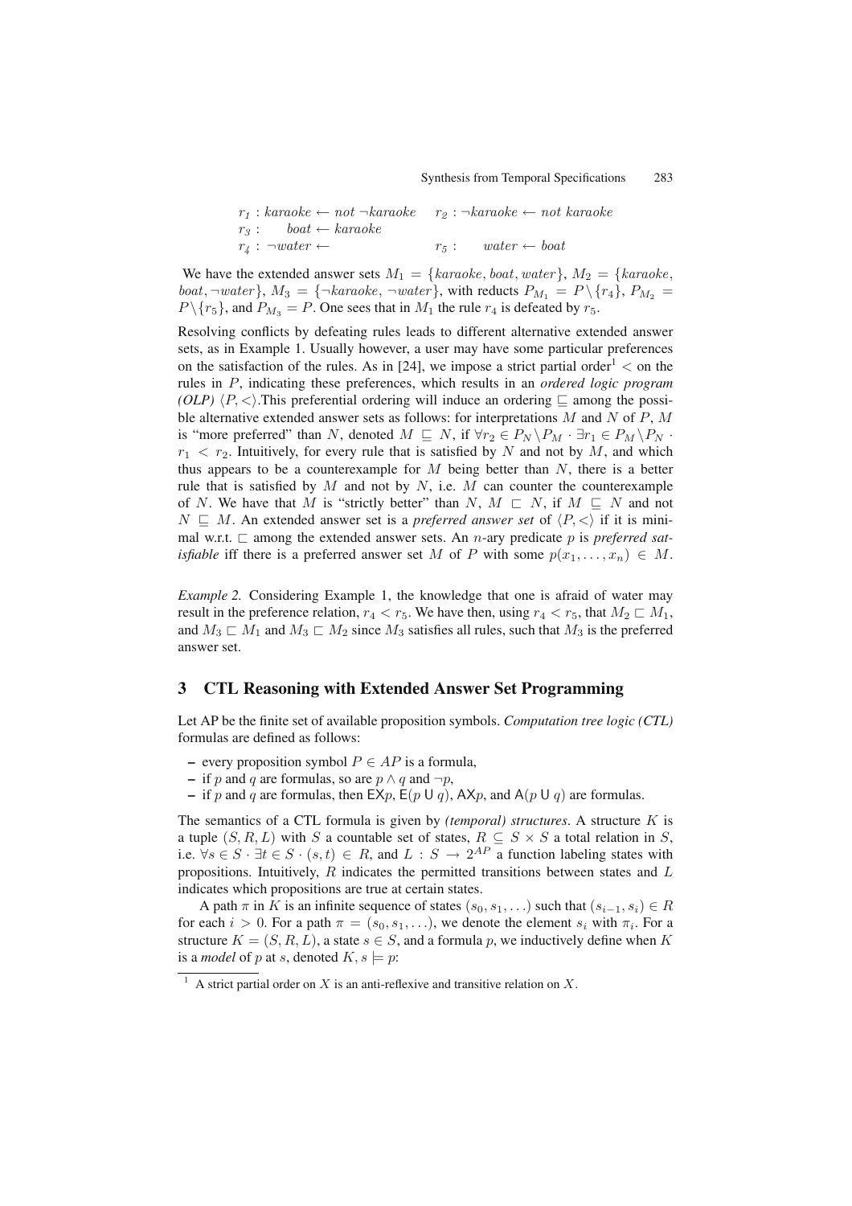$r_1 : karaoke \leftarrow not\ \neg karaoke \quad r_2 : \neg karaoke \leftarrow not\ karaoke$
$r_3 : \quad boat \leftarrow karaoke$
$r_4 : \neg water \leftarrow \quad\quad\quad\quad\quad r_5 : \quad water \leftarrow boat$

We have the extended answer sets $M_1 = \{karaoke, boat, water\}$, $M_2 = \{karaoke, boat, \neg water\}$, $M_3 = \{\neg karaoke, \neg water\}$, with reducts $P_{M_1} = P \backslash \{r_4\}$, $P_{M_2} = P \backslash \{r_5\}$, and $P_{M_3} = P$. One sees that in $M_1$ the rule $r_4$ is defeated by $r_5$.

Resolving conflicts by defeating rules leads to different alternative extended answer sets, as in Example 1. Usually however, a user may have some particular preferences on the satisfaction of the rules. As in [24], we impose a strict partial order[1] $<$ on the rules in $P$, indicating these preferences, which results in an *ordered logic program (OLP)* $\langle P, < \rangle$.This preferential ordering will induce an ordering $\sqsubseteq$ among the possible alternative extended answer sets as follows: for interpretations $M$ and $N$ of $P$, $M$ is "more preferred" than $N$, denoted $M \sqsubseteq N$, if $\forall r_2 \in P_N \backslash P_M \cdot \exists r_1 \in P_M \backslash P_N \cdot r_1 < r_2$. Intuitively, for every rule that is satisfied by $N$ and not by $M$, and which thus appears to be a counterexample for $M$ being better than $N$, there is a better rule that is satisfied by $M$ and not by $N$, i.e. $M$ can counter the counterexample of $N$. We have that $M$ is "strictly better" than $N$, $M \sqsubset N$, if $M \sqsubseteq N$ and not $N \sqsubseteq M$. An extended answer set is a *preferred answer set* of $\langle P, < \rangle$ if it is minimal w.r.t. $\sqsubset$ among the extended answer sets. An $n$-ary predicate $p$ is *preferred satisfiable* iff there is a preferred answer set $M$ of $P$ with some $p(x_1, \ldots, x_n) \in M$.

*Example 2.* Considering Example 1, the knowledge that one is afraid of water may result in the preference relation, $r_4 < r_5$. We have then, using $r_4 < r_5$, that $M_2 \sqsubset M_1$, and $M_3 \sqsubset M_1$ and $M_3 \sqsubset M_2$ since $M_3$ satisfies all rules, such that $M_3$ is the preferred answer set.

## 3 CTL Reasoning with Extended Answer Set Programming

Let AP be the finite set of available proposition symbols. *Computation tree logic (CTL)* formulas are defined as follows:

- every proposition symbol $P \in AP$ is a formula,
- if $p$ and $q$ are formulas, so are $p \wedge q$ and $\neg p$,
- if $p$ and $q$ are formulas, then $\mathsf{EX}p$, $\mathsf{E}(p \mathbin{\mathsf{U}} q)$, $\mathsf{AX}p$, and $\mathsf{A}(p \mathbin{\mathsf{U}} q)$ are formulas.

The semantics of a CTL formula is given by *(temporal) structures*. A structure $K$ is a tuple $(S, R, L)$ with $S$ a countable set of states, $R \subseteq S \times S$ a total relation in $S$, i.e. $\forall s \in S \cdot \exists t \in S \cdot (s, t) \in R$, and $L : S \rightarrow 2^{AP}$ a function labeling states with propositions. Intuitively, $R$ indicates the permitted transitions between states and $L$ indicates which propositions are true at certain states.

A path $\pi$ in $K$ is an infinite sequence of states $(s_0, s_1, \ldots)$ such that $(s_{i-1}, s_i) \in R$ for each $i > 0$. For a path $\pi = (s_0, s_1, \ldots)$, we denote the element $s_i$ with $\pi_i$. For a structure $K = (S, R, L)$, a state $s \in S$, and a formula $p$, we inductively define when $K$ is a *model* of $p$ at $s$, denoted $K, s \models p$:

[1] A strict partial order on $X$ is an anti-reflexive and transitive relation on $X$.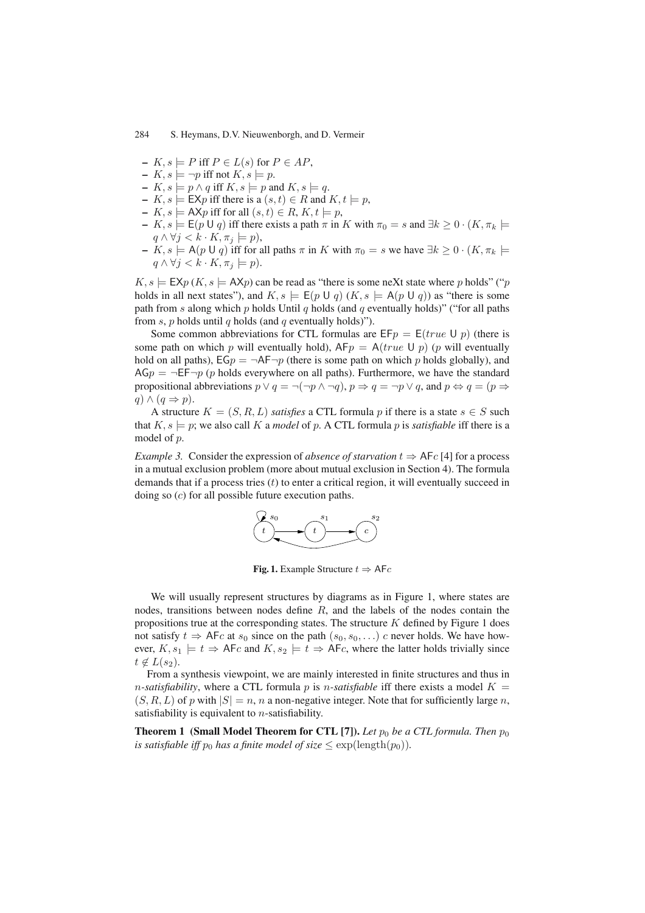- $K, s \models P$ iff $P \in L(s)$ for $P \in AP$,
- $K, s \models \neg p$ iff not $K, s \models p$.
- $K, s \models p \wedge q$ iff $K, s \models p$ and $K, s \models q$.
- $K, s \models \mathsf{EX}p$ iff there is a $(s, t) \in R$ and $K, t \models p$,
- $K, s \models \mathsf{AX}p$ iff for all $(s, t) \in R$, $K, t \models p$,
- $K, s \models \mathsf{E}(p \; \mathsf{U} \; q)$ iff there exists a path $\pi$ in $K$ with $\pi_0 = s$ and $\exists k \geq 0 \cdot (K, \pi_k \models q \wedge \forall j < k \cdot K, \pi_j \models p)$,
- $K, s \models \mathsf{A}(p \; \mathsf{U} \; q)$ iff for all paths $\pi$ in $K$ with $\pi_0 = s$ we have $\exists k \geq 0 \cdot (K, \pi_k \models q \wedge \forall j < k \cdot K, \pi_j \models p)$.

$K, s \models \mathsf{EX}p$ ($K, s \models \mathsf{AX}p$) can be read as "there is some neXt state where $p$ holds" ("$p$ holds in all next states"), and $K, s \models \mathsf{E}(p \; \mathsf{U} \; q)$ ($K, s \models \mathsf{A}(p \; \mathsf{U} \; q)$) as "there is some path from $s$ along which $p$ holds Until $q$ holds (and $q$ eventually holds)" ("for all paths from $s$, $p$ holds until $q$ holds (and $q$ eventually holds)").

Some common abbreviations for CTL formulas are $\mathsf{EF}p = \mathsf{E}(true \; \mathsf{U} \; p)$ (there is some path on which $p$ will eventually hold), $\mathsf{AF}p = \mathsf{A}(true \; \mathsf{U} \; p)$ ($p$ will eventually hold on all paths), $\mathsf{EG}p = \neg \mathsf{AF} \neg p$ (there is some path on which $p$ holds globally), and $\mathsf{AG}p = \neg \mathsf{EF} \neg p$ ($p$ holds everywhere on all paths). Furthermore, we have the standard propositional abbreviations $p \vee q = \neg(\neg p \wedge \neg q)$, $p \Rightarrow q = \neg p \vee q$, and $p \Leftrightarrow q = (p \Rightarrow q) \wedge (q \Rightarrow p)$.

A structure $K = (S, R, L)$ *satisfies* a CTL formula $p$ if there is a state $s \in S$ such that $K, s \models p$; we also call $K$ a *model* of $p$. A CTL formula $p$ is *satisfiable* iff there is a model of $p$.

*Example 3.* Consider the expression of *absence of starvation* $t \Rightarrow \mathsf{AF}c$ [4] for a process in a mutual exclusion problem (more about mutual exclusion in Section 4). The formula demands that if a process tries ($t$) to enter a critical region, it will eventually succeed in doing so ($c$) for all possible future execution paths.

$s_0$ $s_1$ $s_2$

$t$ $t$ $c$

**Fig. 1.** Example Structure $t \Rightarrow \mathsf{AF}c$

We will usually represent structures by diagrams as in Figure 1, where states are nodes, transitions between nodes define $R$, and the labels of the nodes contain the propositions true at the corresponding states. The structure $K$ defined by Figure 1 does not satisfy $t \Rightarrow \mathsf{AF}c$ at $s_0$ since on the path $(s_0, s_0, \ldots)$ $c$ never holds. We have however, $K, s_1 \models t \Rightarrow \mathsf{AF}c$ and $K, s_2 \models t \Rightarrow \mathsf{AF}c$, where the latter holds trivially since $t \notin L(s_2)$.

From a synthesis viewpoint, we are mainly interested in finite structures and thus in $n$*-satisfiability*, where a CTL formula $p$ is $n$*-satisfiable* iff there exists a model $K = (S, R, L)$ of $p$ with $|S| = n$, $n$ a non-negative integer. Note that for sufficiently large $n$, satisfiability is equivalent to $n$-satisfiability.

**Theorem 1 (Small Model Theorem for CTL [7]).** *Let $p_0$ be a CTL formula. Then $p_0$ is satisfiable iff $p_0$ has a finite model of size $\leq \exp(\text{length}(p_0))$.*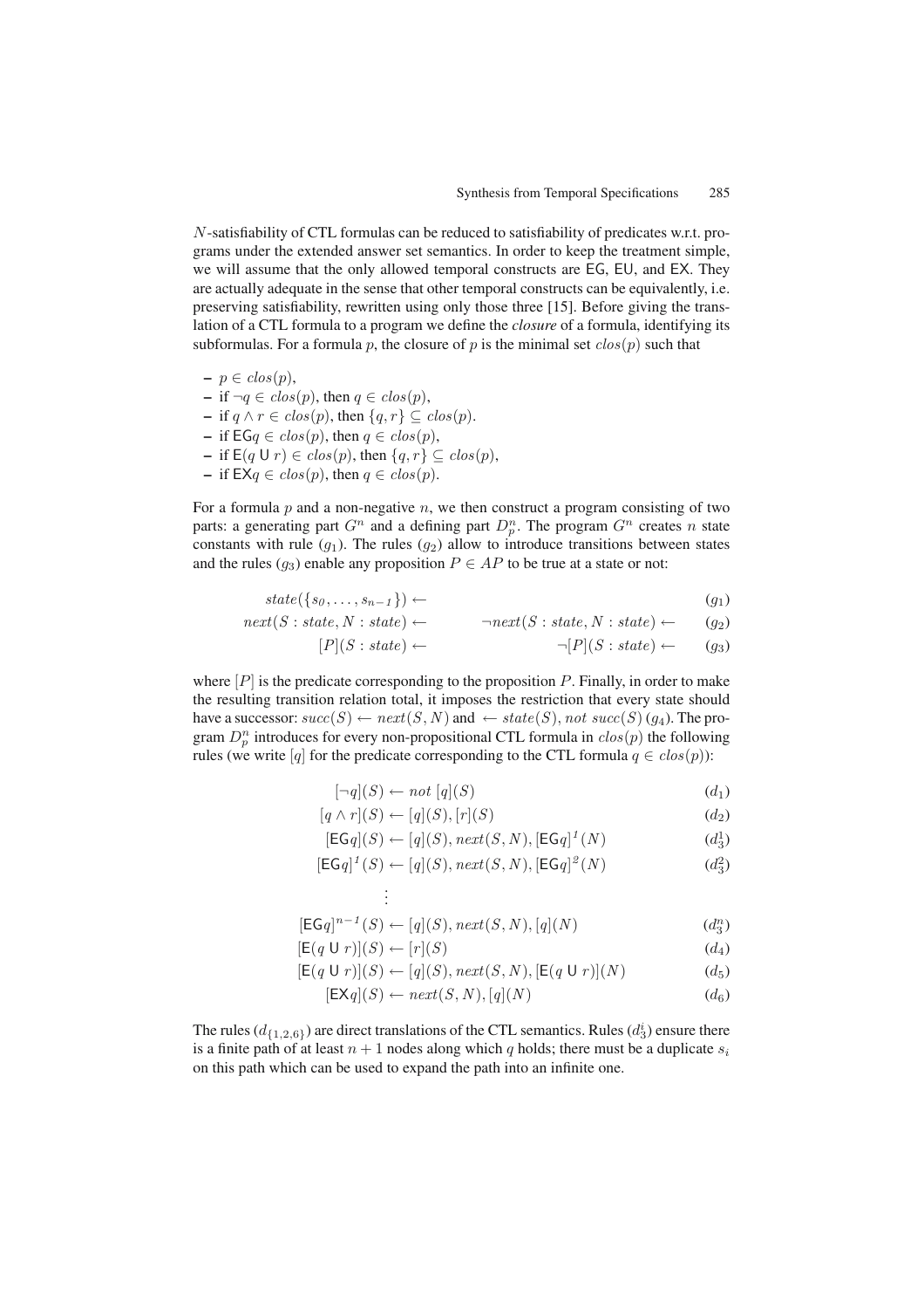$N$-satisfiability of CTL formulas can be reduced to satisfiability of predicates w.r.t. programs under the extended answer set semantics. In order to keep the treatment simple, we will assume that the only allowed temporal constructs are $\mathsf{EG}$, $\mathsf{EU}$, and $\mathsf{EX}$. They are actually adequate in the sense that other temporal constructs can be equivalently, i.e. preserving satisfiability, rewritten using only those three [15]. Before giving the translation of a CTL formula to a program we define the *closure* of a formula, identifying its subformulas. For a formula $p$, the closure of $p$ is the minimal set $clos(p)$ such that

- $p \in clos(p)$,
- if $\neg q \in clos(p)$, then $q \in clos(p)$,
- if $q \wedge r \in clos(p)$, then $\{q, r\} \subseteq clos(p)$.
- if $\mathsf{EG}q \in clos(p)$, then $q \in clos(p)$,
- if $\mathsf{E}(q \mathbin{\mathsf{U}} r) \in clos(p)$, then $\{q, r\} \subseteq clos(p)$,
- if $\mathsf{EX}q \in clos(p)$, then $q \in clos(p)$.

For a formula $p$ and a non-negative $n$, we then construct a program consisting of two parts: a generating part $G^n$ and a defining part $D^n_p$. The program $G^n$ creates $n$ state constants with rule $(g_1)$. The rules $(g_2)$ allow to introduce transitions between states and the rules $(g_3)$ enable any proposition $P \in AP$ to be true at a state or not:

$$state(\{s_0, \ldots, s_{n-1}\}) \leftarrow \qquad (g_1)$$

$$next(S : state, N : state) \leftarrow \qquad \neg next(S : state, N : state) \leftarrow \qquad (g_2)$$

$$[P](S : state) \leftarrow \qquad \neg[P](S : state) \leftarrow \qquad (g_3)$$

where $[P]$ is the predicate corresponding to the proposition $P$. Finally, in order to make the resulting transition relation total, it imposes the restriction that every state should have a successor: $succ(S) \leftarrow next(S, N)$ and $\leftarrow state(S), not\ succ(S)$ $(g_4)$. The program $D^n_p$ introduces for every non-propositional CTL formula in $clos(p)$ the following rules (we write $[q]$ for the predicate corresponding to the CTL formula $q \in clos(p)$):

$$[\neg q](S) \leftarrow not\ [q](S) \qquad (d_1)$$

$$[q \wedge r](S) \leftarrow [q](S), [r](S) \qquad (d_2)$$

$$[\mathsf{EG}q](S) \leftarrow [q](S), next(S, N), [\mathsf{EG}q]^{1}(N) \qquad (d^1_3)$$

$$[\mathsf{EG}q]^{1}(S) \leftarrow [q](S), next(S, N), [\mathsf{EG}q]^{2}(N) \qquad (d^2_3)$$

$$\vdots$$

$$[\mathsf{EG}q]^{n-1}(S) \leftarrow [q](S), next(S, N), [q](N) \qquad (d^n_3)$$

$$[\mathsf{E}(q \mathbin{\mathsf{U}} r)](S) \leftarrow [r](S) \qquad (d_4)$$

$$[\mathsf{E}(q \mathbin{\mathsf{U}} r)](S) \leftarrow [q](S), next(S, N), [\mathsf{E}(q \mathbin{\mathsf{U}} r)](N) \qquad (d_5)$$

$$[\mathsf{EX}q](S) \leftarrow next(S, N), [q](N) \qquad (d_6)$$

The rules $(d_{\{1,2,6\}})$ are direct translations of the CTL semantics. Rules $(d^i_3)$ ensure there is a finite path of at least $n+1$ nodes along which $q$ holds; there must be a duplicate $s_i$ on this path which can be used to expand the path into an infinite one.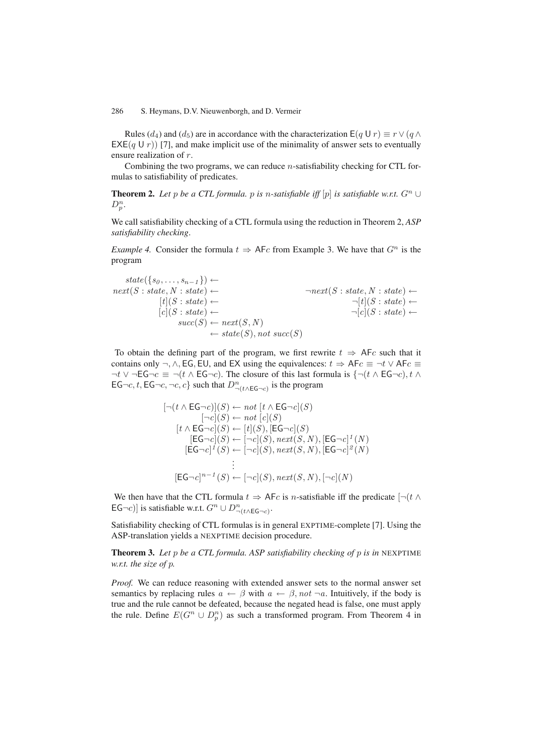Rules ($d_4$) and ($d_5$) are in accordance with the characterization $\mathsf{E}(q \,\mathsf{U}\, r) \equiv r \vee (q \wedge \mathsf{EXE}(q \,\mathsf{U}\, r))$ [7], and make implicit use of the minimality of answer sets to eventually ensure realization of $r$.

Combining the two programs, we can reduce $n$-satisfiability checking for CTL formulas to satisfiability of predicates.

**Theorem 2.** *Let $p$ be a CTL formula. $p$ is $n$-satisfiable iff $[p]$ is satisfiable w.r.t. $G^n \cup D^n_p$.*

We call satisfiability checking of a CTL formula using the reduction in Theorem 2, *ASP satisfiability checking*.

*Example 4.* Consider the formula $t \Rightarrow \mathsf{AF}c$ from Example 3. We have that $G^n$ is the program

$$
\begin{array}{rlr}
state(\{s_0, \ldots, s_{n-1}\}) \leftarrow & & \\
next(S : state, N : state) \leftarrow & & \neg next(S : state, N : state) \leftarrow \\
{[t]}(S : state) \leftarrow & & \neg[t](S : state) \leftarrow \\
{[c]}(S : state) \leftarrow & & \neg[c](S : state) \leftarrow \\
succ(S) \leftarrow & next(S, N) & \\
\leftarrow & state(S), not\ succ(S) &
\end{array}
$$

To obtain the defining part of the program, we first rewrite $t \Rightarrow \mathsf{AF}c$ such that it contains only $\neg, \wedge, \mathsf{EG}, \mathsf{EU}$, and $\mathsf{EX}$ using the equivalences: $t \Rightarrow \mathsf{AF}c \equiv \neg t \vee \mathsf{AF}c \equiv \neg t \vee \neg \mathsf{EG}\neg c \equiv \neg(t \wedge \mathsf{EG}\neg c)$. The closure of this last formula is $\{\neg(t \wedge \mathsf{EG}\neg c), t \wedge \mathsf{EG}\neg c, t, \mathsf{EG}\neg c, \neg c, c\}$ such that $D^n_{\neg(t \wedge \mathsf{EG}\neg c)}$ is the program

$$
\begin{array}{rl}
[\neg(t \wedge \mathsf{EG}\neg c)](S) \leftarrow & not\ [t \wedge \mathsf{EG}\neg c](S) \\
{[\neg c]}(S) \leftarrow & not\ [c](S) \\
{[t \wedge \mathsf{EG}\neg c]}(S) \leftarrow & [t](S), [\mathsf{EG}\neg c](S) \\
{[\mathsf{EG}\neg c]}(S) \leftarrow & [\neg c](S), next(S, N), [\mathsf{EG}\neg c]^1(N) \\
{[\mathsf{EG}\neg c]}^1(S) \leftarrow & [\neg c](S), next(S, N), [\mathsf{EG}\neg c]^2(N) \\
\vdots & \\
{[\mathsf{EG}\neg c]}^{n-1}(S) \leftarrow & [\neg c](S), next(S, N), [\neg c](N)
\end{array}
$$

We then have that the CTL formula $t \Rightarrow \mathsf{AF}c$ is $n$-satisfiable iff the predicate $[\neg(t \wedge \mathsf{EG}\neg c)]$ is satisfiable w.r.t. $G^n \cup D^n_{\neg(t \wedge \mathsf{EG}\neg c)}$.

Satisfiability checking of CTL formulas is in general EXPTIME-complete [7]. Using the ASP-translation yields a NEXPTIME decision procedure.

**Theorem 3.** *Let $p$ be a CTL formula. ASP satisfiability checking of $p$ is in* NEXPTIME *w.r.t. the size of $p$.*

*Proof.* We can reduce reasoning with extended answer sets to the normal answer set semantics by replacing rules $a \leftarrow \beta$ with $a \leftarrow \beta, not\ \neg a$. Intuitively, if the body is true and the rule cannot be defeated, because the negated head is false, one must apply the rule. Define $E(G^n \cup D^n_p)$ as such a transformed program. From Theorem 4 in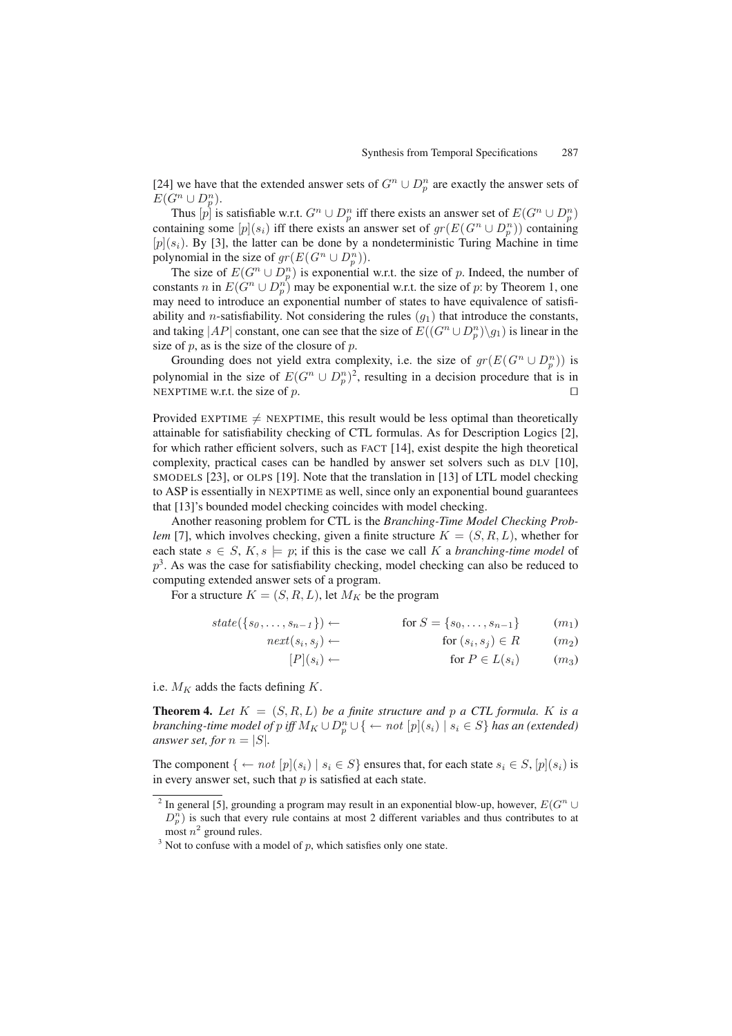[24] we have that the extended answer sets of $G^n \cup D^n_p$ are exactly the answer sets of $E(G^n \cup D^n_p)$.

Thus $[p]$ is satisfiable w.r.t. $G^n \cup D^n_p$ iff there exists an answer set of $E(G^n \cup D^n_p)$ containing some $[p](s_i)$ iff there exists an answer set of $gr(E(G^n \cup D^n_p))$ containing $[p](s_i)$. By [3], the latter can be done by a nondeterministic Turing Machine in time polynomial in the size of $gr(E(G^n \cup D^n_p))$.

The size of $E(G^n \cup D^n_p)$ is exponential w.r.t. the size of $p$. Indeed, the number of constants $n$ in $E(G^n \cup D^n_p)$ may be exponential w.r.t. the size of $p$: by Theorem 1, one may need to introduce an exponential number of states to have equivalence of satisfiability and $n$-satisfiability. Not considering the rules $(g_1)$ that introduce the constants, and taking $|AP|$ constant, one can see that the size of $E((G^n \cup D^n_p) \backslash g_1)$ is linear in the size of $p$, as is the size of the closure of $p$.

Grounding does not yield extra complexity, i.e. the size of $gr(E(G^n \cup D^n_p))$ is polynomial in the size of $E(G^n \cup D^n_p)^2$, resulting in a decision procedure that is in NEXPTIME w.r.t. the size of $p$. $\square$

Provided EXPTIME $\neq$ NEXPTIME, this result would be less optimal than theoretically attainable for satisfiability checking of CTL formulas. As for Description Logics [2], for which rather efficient solvers, such as FACT [14], exist despite the high theoretical complexity, practical cases can be handled by answer set solvers such as DLV [10], SMODELS [23], or OLPS [19]. Note that the translation in [13] of LTL model checking to ASP is essentially in NEXPTIME as well, since only an exponential bound guarantees that [13]'s bounded model checking coincides with model checking.

Another reasoning problem for CTL is the *Branching-Time Model Checking Problem* [7], which involves checking, given a finite structure $K = (S, R, L)$, whether for each state $s \in S$, $K, s \models p$; if this is the case we call $K$ a *branching-time model* of $p$[3]. As was the case for satisfiability checking, model checking can also be reduced to computing extended answer sets of a program.

For a structure $K = (S, R, L)$, let $M_K$ be the program

$$state(\{s_0, \ldots, s_{n-1}\}) \leftarrow \qquad \text{for } S = \{s_0, \ldots, s_{n-1}\} \qquad (m_1)$$

$$next(s_i, s_j) \leftarrow \qquad \text{for } (s_i, s_j) \in R \qquad (m_2)$$

$$[P](s_i) \leftarrow \qquad \text{for } P \in L(s_i) \qquad (m_3)$$

i.e. $M_K$ adds the facts defining $K$.

**Theorem 4.** *Let $K = (S, R, L)$ be a finite structure and $p$ a CTL formula. $K$ is a branching-time model of $p$ iff $M_K \cup D^n_p \cup \{ \leftarrow not\ [p](s_i) \mid s_i \in S\}$ has an (extended) answer set, for $n = |S|$.*

The component $\{ \leftarrow not\ [p](s_i) \mid s_i \in S\}$ ensures that, for each state $s_i \in S$, $[p](s_i)$ is in every answer set, such that $p$ is satisfied at each state.

---

[2] In general [5], grounding a program may result in an exponential blow-up, however, $E(G^n \cup D^n_p)$ is such that every rule contains at most 2 different variables and thus contributes to at most $n^2$ ground rules.

[3] Not to confuse with a model of $p$, which satisfies only one state.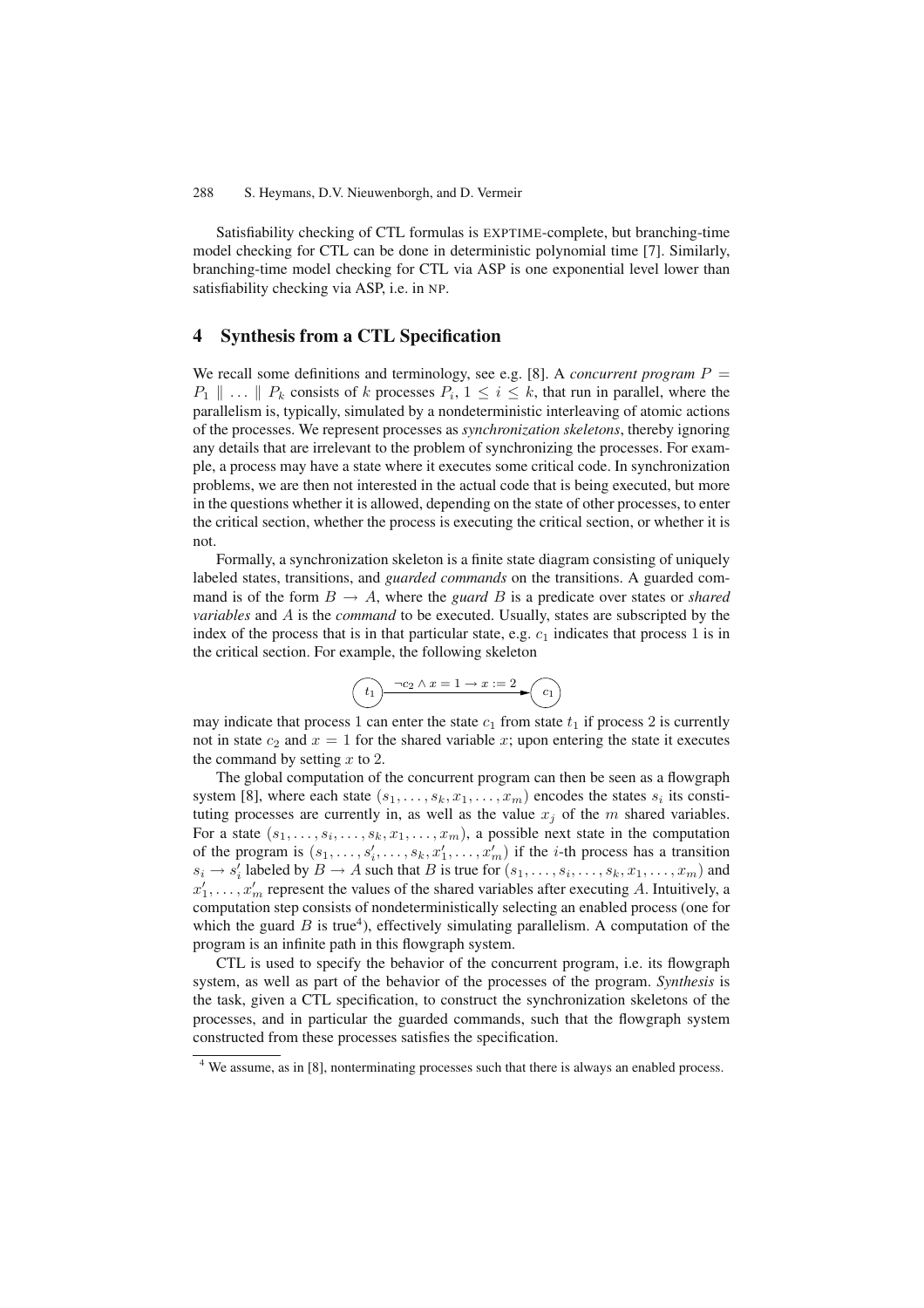Satisfiability checking of CTL formulas is EXPTIME-complete, but branching-time model checking for CTL can be done in deterministic polynomial time [7]. Similarly, branching-time model checking for CTL via ASP is one exponential level lower than satisfiability checking via ASP, i.e. in NP.

## 4 Synthesis from a CTL Specification

We recall some definitions and terminology, see e.g. [8]. A *concurrent program* $P = P_1 \parallel \ldots \parallel P_k$ consists of $k$ processes $P_i$, $1 \leq i \leq k$, that run in parallel, where the parallelism is, typically, simulated by a nondeterministic interleaving of atomic actions of the processes. We represent processes as *synchronization skeletons*, thereby ignoring any details that are irrelevant to the problem of synchronizing the processes. For example, a process may have a state where it executes some critical code. In synchronization problems, we are then not interested in the actual code that is being executed, but more in the questions whether it is allowed, depending on the state of other processes, to enter the critical section, whether the process is executing the critical section, or whether it is not.

Formally, a synchronization skeleton is a finite state diagram consisting of uniquely labeled states, transitions, and *guarded commands* on the transitions. A guarded command is of the form $B \rightarrow A$, where the *guard* $B$ is a predicate over states or *shared variables* and $A$ is the *command* to be executed. Usually, states are subscripted by the index of the process that is in that particular state, e.g. $c_1$ indicates that process 1 is in the critical section. For example, the following skeleton

$$t_1 \xrightarrow{\neg c_2 \wedge x = 1 \rightarrow x := 2} c_1$$

may indicate that process 1 can enter the state $c_1$ from state $t_1$ if process 2 is currently not in state $c_2$ and $x = 1$ for the shared variable $x$; upon entering the state it executes the command by setting $x$ to 2.

The global computation of the concurrent program can then be seen as a flowgraph system [8], where each state $(s_1, \ldots, s_k, x_1, \ldots, x_m)$ encodes the states $s_i$ its constituting processes are currently in, as well as the value $x_j$ of the $m$ shared variables. For a state $(s_1, \ldots, s_i, \ldots, s_k, x_1, \ldots, x_m)$, a possible next state in the computation of the program is $(s_1, \ldots, s'_i, \ldots, s_k, x'_1, \ldots, x'_m)$ if the $i$-th process has a transition $s_i \rightarrow s'_i$ labeled by $B \rightarrow A$ such that $B$ is true for $(s_1, \ldots, s_i, \ldots, s_k, x_1, \ldots, x_m)$ and $x'_1, \ldots, x'_m$ represent the values of the shared variables after executing $A$. Intuitively, a computation step consists of nondeterministically selecting an enabled process (one for which the guard $B$ is true[4]), effectively simulating parallelism. A computation of the program is an infinite path in this flowgraph system.

CTL is used to specify the behavior of the concurrent program, i.e. its flowgraph system, as well as part of the behavior of the processes of the program. *Synthesis* is the task, given a CTL specification, to construct the synchronization skeletons of the processes, and in particular the guarded commands, such that the flowgraph system constructed from these processes satisfies the specification.

---

[4] We assume, as in [8], nonterminating processes such that there is always an enabled process.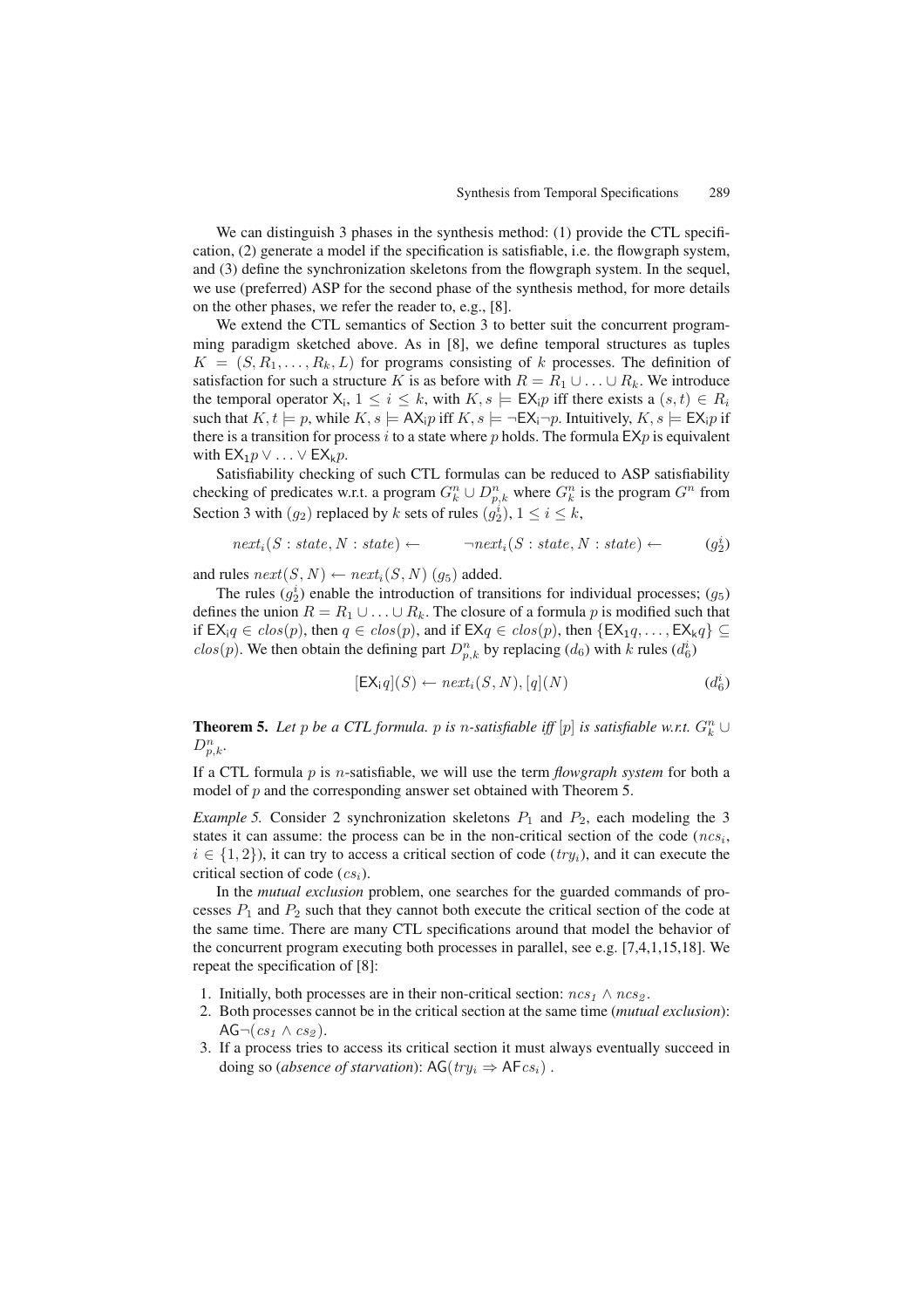We can distinguish 3 phases in the synthesis method: (1) provide the CTL specification, (2) generate a model if the specification is satisfiable, i.e. the flowgraph system, and (3) define the synchronization skeletons from the flowgraph system. In the sequel, we use (preferred) ASP for the second phase of the synthesis method, for more details on the other phases, we refer the reader to, e.g., [8].

We extend the CTL semantics of Section 3 to better suit the concurrent programming paradigm sketched above. As in [8], we define temporal structures as tuples $K = (S, R_1, \ldots, R_k, L)$ for programs consisting of $k$ processes. The definition of satisfaction for such a structure $K$ is as before with $R = R_1 \cup \ldots \cup R_k$. We introduce the temporal operator $\mathsf{X_i}$, $1 \leq i \leq k$, with $K, s \models \mathsf{EX_i} p$ iff there exists a $(s, t) \in R_i$ such that $K, t \models p$, while $K, s \models \mathsf{AX_i} p$ iff $K, s \models \neg \mathsf{EX_i} \neg p$. Intuitively, $K, s \models \mathsf{EX_i} p$ if there is a transition for process $i$ to a state where $p$ holds. The formula $\mathsf{EX} p$ is equivalent with $\mathsf{EX_1} p \vee \ldots \vee \mathsf{EX_k} p$.

Satisfiability checking of such CTL formulas can be reduced to ASP satisfiability checking of predicates w.r.t. a program $G^n_k \cup D^n_{p,k}$ where $G^n_k$ is the program $G^n$ from Section 3 with $(g_2)$ replaced by $k$ sets of rules $(g^i_2)$, $1 \leq i \leq k$,

$$next_i(S : state, N : state) \leftarrow \qquad \neg next_i(S : state, N : state) \leftarrow \qquad (g^i_2)$$

and rules $next(S, N) \leftarrow next_i(S, N)$ $(g_5)$ added.

The rules $(g^i_2)$ enable the introduction of transitions for individual processes; $(g_5)$ defines the union $R = R_1 \cup \ldots \cup R_k$. The closure of a formula $p$ is modified such that if $\mathsf{EX_i} q \in clos(p)$, then $q \in clos(p)$, and if $\mathsf{EX} q \in clos(p)$, then $\{\mathsf{EX_1} q, \ldots, \mathsf{EX_k} q\} \subseteq clos(p)$. We then obtain the defining part $D^n_{p,k}$ by replacing $(d_6)$ with $k$ rules $(d^i_6)$

$$[\mathsf{EX_i} q](S) \leftarrow next_i(S, N), [q](N) \qquad (d^i_6)$$

**Theorem 5.** *Let $p$ be a CTL formula. $p$ is $n$-satisfiable iff $[p]$ is satisfiable w.r.t. $G^n_k \cup D^n_{p,k}$.*

If a CTL formula $p$ is $n$-satisfiable, we will use the term *flowgraph system* for both a model of $p$ and the corresponding answer set obtained with Theorem 5.

*Example 5.* Consider 2 synchronization skeletons $P_1$ and $P_2$, each modeling the 3 states it can assume: the process can be in the non-critical section of the code ($ncs_i$, $i \in \{1, 2\}$), it can try to access a critical section of code ($try_i$), and it can execute the critical section of code ($cs_i$).

In the *mutual exclusion* problem, one searches for the guarded commands of processes $P_1$ and $P_2$ such that they cannot both execute the critical section of the code at the same time. There are many CTL specifications around that model the behavior of the concurrent program executing both processes in parallel, see e.g. [7,4,1,15,18]. We repeat the specification of [8]:

1. Initially, both processes are in their non-critical section: $ncs_1 \wedge ncs_2$.
2. Both processes cannot be in the critical section at the same time (*mutual exclusion*): $\mathsf{AG} \neg (cs_1 \wedge cs_2)$.
3. If a process tries to access its critical section it must always eventually succeed in doing so (*absence of starvation*): $\mathsf{AG}(try_i \Rightarrow \mathsf{AF} cs_i)$ .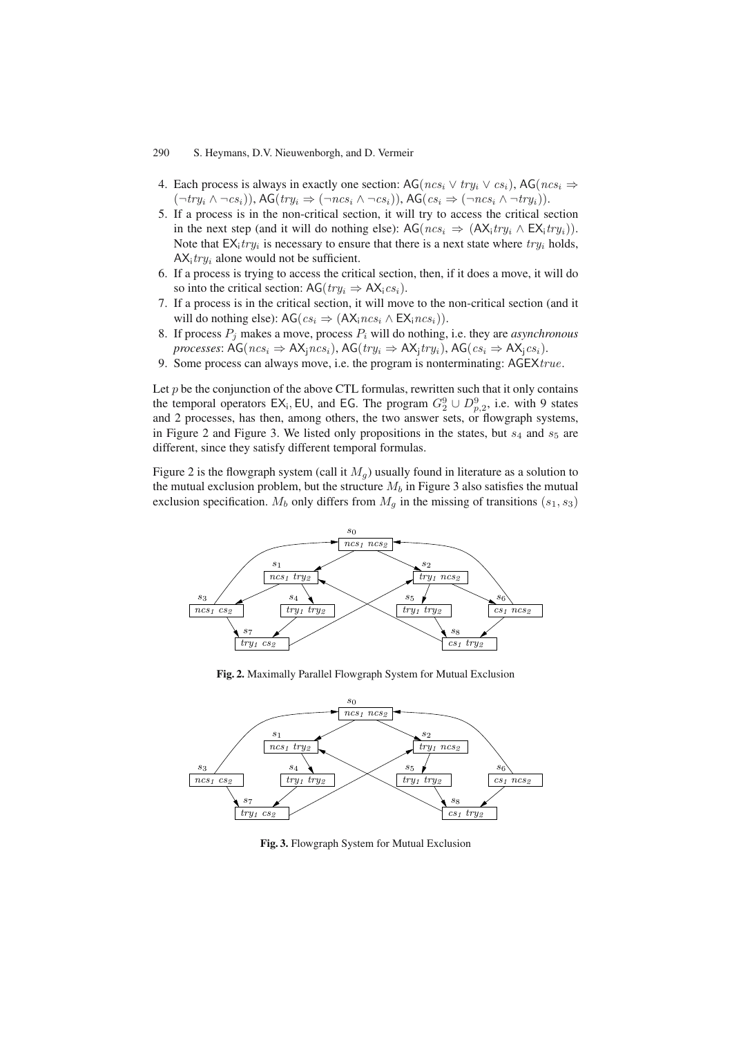4. Each process is always in exactly one section: $\mathsf{AG}(ncs_i \vee try_i \vee cs_i)$, $\mathsf{AG}(ncs_i \Rightarrow (\neg try_i \wedge \neg cs_i))$, $\mathsf{AG}(try_i \Rightarrow (\neg ncs_i \wedge \neg cs_i))$, $\mathsf{AG}(cs_i \Rightarrow (\neg ncs_i \wedge \neg try_i))$.
5. If a process is in the non-critical section, it will try to access the critical section in the next step (and it will do nothing else): $\mathsf{AG}(ncs_i \Rightarrow (\mathsf{AX_i} try_i \wedge \mathsf{EX_i} try_i))$. Note that $\mathsf{EX_i} try_i$ is necessary to ensure that there is a next state where $try_i$ holds, $\mathsf{AX_i} try_i$ alone would not be sufficient.
6. If a process is trying to access the critical section, then, if it does a move, it will do so into the critical section: $\mathsf{AG}(try_i \Rightarrow \mathsf{AX_i} cs_i)$.
7. If a process is in the critical section, it will move to the non-critical section (and it will do nothing else): $\mathsf{AG}(cs_i \Rightarrow (\mathsf{AX_i} ncs_i \wedge \mathsf{EX_i} ncs_i))$.
8. If process $P_j$ makes a move, process $P_i$ will do nothing, i.e. they are *asynchronous processes*: $\mathsf{AG}(ncs_i \Rightarrow \mathsf{AX_j} ncs_i)$, $\mathsf{AG}(try_i \Rightarrow \mathsf{AX_j} try_i)$, $\mathsf{AG}(cs_i \Rightarrow \mathsf{AX_j} cs_i)$.
9. Some process can always move, i.e. the program is nonterminating: $\mathsf{AGEX}true$.

Let $p$ be the conjunction of the above CTL formulas, rewritten such that it only contains the temporal operators $\mathsf{EX_i}$, $\mathsf{EU}$, and $\mathsf{EG}$. The program $G_2^9 \cup D_{p,2}^9$, i.e. with 9 states and 2 processes, has then, among others, the two answer sets, or flowgraph systems, in Figure 2 and Figure 3. We listed only propositions in the states, but $s_4$ and $s_5$ are different, since they satisfy different temporal formulas.

Figure 2 is the flowgraph system (call it $M_g$) usually found in literature as a solution to the mutual exclusion problem, but the structure $M_b$ in Figure 3 also satisfies the mutual exclusion specification. $M_b$ only differs from $M_g$ in the missing of transitions $(s_1, s_3)$

$s_0$: $ncs_1$ $ncs_2$
$s_1$: $ncs_1$ $try_2$
$s_2$: $try_1$ $ncs_2$
$s_3$: $ncs_1$ $cs_2$
$s_4$: $try_1$ $try_2$
$s_5$: $try_1$ $try_2$
$s_6$: $cs_1$ $ncs_2$
$s_7$: $try_1$ $cs_2$
$s_8$: $cs_1$ $try_2$

**Fig. 2.** Maximally Parallel Flowgraph System for Mutual Exclusion

$s_0$: $ncs_1$ $ncs_2$
$s_1$: $ncs_1$ $try_2$
$s_2$: $try_1$ $ncs_2$
$s_3$: $ncs_1$ $cs_2$
$s_4$: $try_1$ $try_2$
$s_5$: $try_1$ $try_2$
$s_6$: $cs_1$ $ncs_2$
$s_7$: $try_1$ $cs_2$
$s_8$: $cs_1$ $try_2$

**Fig. 3.** Flowgraph System for Mutual Exclusion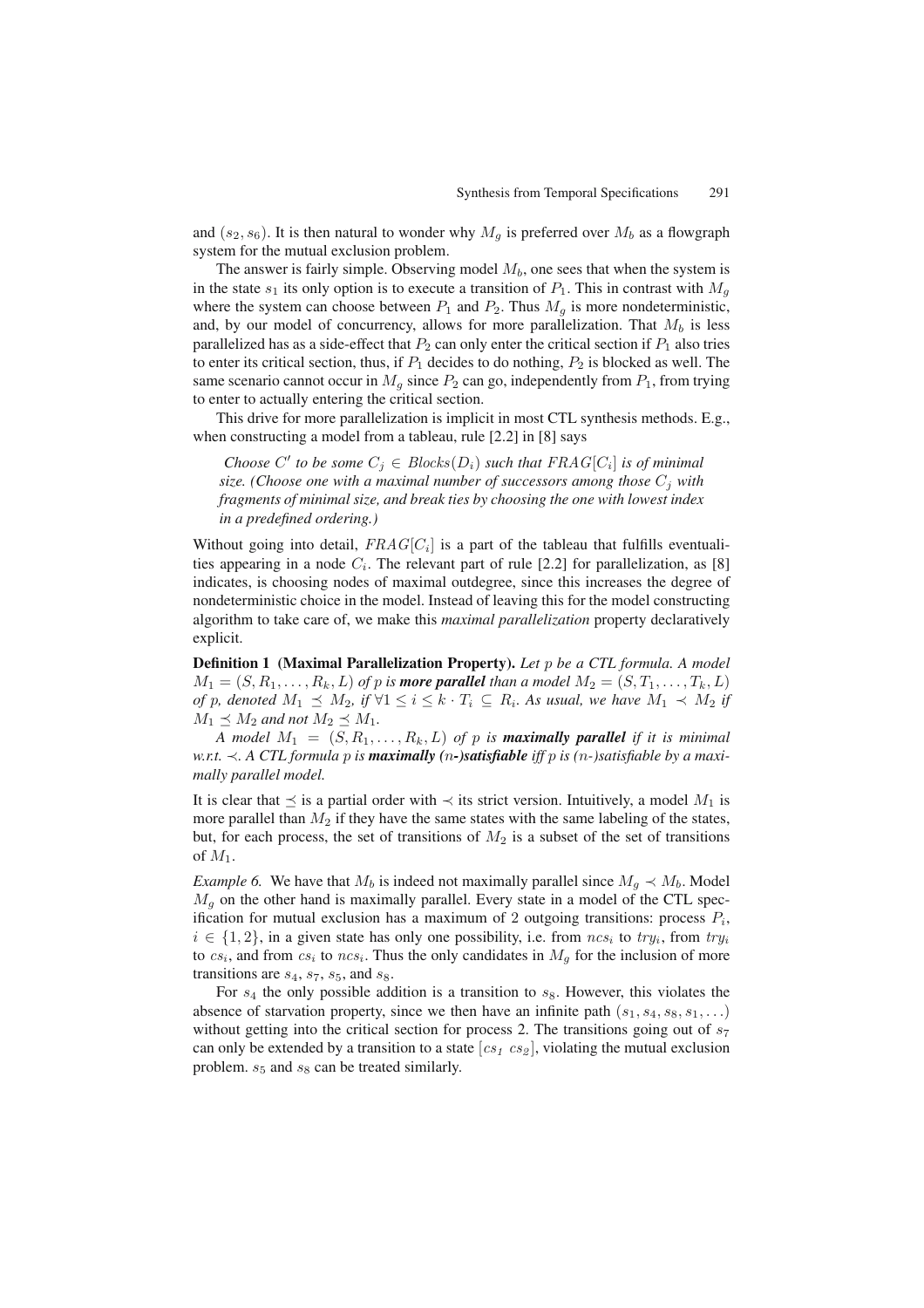and $(s_2, s_6)$. It is then natural to wonder why $M_g$ is preferred over $M_b$ as a flowgraph system for the mutual exclusion problem.

The answer is fairly simple. Observing model $M_b$, one sees that when the system is in the state $s_1$ its only option is to execute a transition of $P_1$. This in contrast with $M_g$ where the system can choose between $P_1$ and $P_2$. Thus $M_g$ is more nondeterministic, and, by our model of concurrency, allows for more parallelization. That $M_b$ is less parallelized has as a side-effect that $P_2$ can only enter the critical section if $P_1$ also tries to enter its critical section, thus, if $P_1$ decides to do nothing, $P_2$ is blocked as well. The same scenario cannot occur in $M_g$ since $P_2$ can go, independently from $P_1$, from trying to enter to actually entering the critical section.

This drive for more parallelization is implicit in most CTL synthesis methods. E.g., when constructing a model from a tableau, rule [2.2] in [8] says

> *Choose $C'$ to be some $C_j \in Blocks(D_i)$ such that $FRAG[C_i]$ is of minimal size. (Choose one with a maximal number of successors among those $C_j$ with fragments of minimal size, and break ties by choosing the one with lowest index in a predefined ordering.)*

Without going into detail, $FRAG[C_i]$ is a part of the tableau that fulfills eventualities appearing in a node $C_i$. The relevant part of rule [2.2] for parallelization, as [8] indicates, is choosing nodes of maximal outdegree, since this increases the degree of nondeterministic choice in the model. Instead of leaving this for the model constructing algorithm to take care of, we make this *maximal parallelization* property declaratively explicit.

**Definition 1 (Maximal Parallelization Property).** *Let $p$ be a CTL formula. A model $M_1 = (S, R_1, \ldots, R_k, L)$ of $p$ is **more parallel** than a model $M_2 = (S, T_1, \ldots, T_k, L)$ of $p$, denoted $M_1 \preceq M_2$, if $\forall 1 \leq i \leq k \cdot T_i \subseteq R_i$. As usual, we have $M_1 \prec M_2$ if $M_1 \preceq M_2$ and not $M_2 \preceq M_1$.*

*A model $M_1 = (S, R_1, \ldots, R_k, L)$ of $p$ is **maximally parallel** if it is minimal w.r.t. $\prec$. A CTL formula $p$ is **maximally ($n$-)satisfiable** iff $p$ is ($n$-)satisfiable by a maximally parallel model.*

It is clear that $\preceq$ is a partial order with $\prec$ its strict version. Intuitively, a model $M_1$ is more parallel than $M_2$ if they have the same states with the same labeling of the states, but, for each process, the set of transitions of $M_2$ is a subset of the set of transitions of $M_1$.

*Example 6.* We have that $M_b$ is indeed not maximally parallel since $M_g \prec M_b$. Model $M_g$ on the other hand is maximally parallel. Every state in a model of the CTL specification for mutual exclusion has a maximum of 2 outgoing transitions: process $P_i$, $i \in \{1, 2\}$, in a given state has only one possibility, i.e. from $ncs_i$ to $try_i$, from $try_i$ to $cs_i$, and from $cs_i$ to $ncs_i$. Thus the only candidates in $M_g$ for the inclusion of more transitions are $s_4$, $s_7$, $s_5$, and $s_8$.

For $s_4$ the only possible addition is a transition to $s_8$. However, this violates the absence of starvation property, since we then have an infinite path $(s_1, s_4, s_8, s_1, \ldots)$ without getting into the critical section for process 2. The transitions going out of $s_7$ can only be extended by a transition to a state $[cs_1\ cs_2]$, violating the mutual exclusion problem. $s_5$ and $s_8$ can be treated similarly.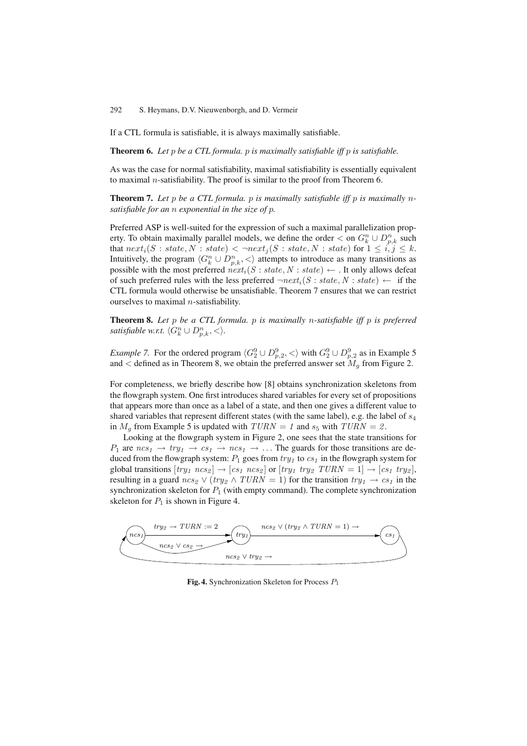If a CTL formula is satisfiable, it is always maximally satisfiable.

**Theorem 6.** *Let $p$ be a CTL formula. $p$ is maximally satisfiable iff $p$ is satisfiable.*

As was the case for normal satisfiability, maximal satisfiability is essentially equivalent to maximal $n$-satisfiability. The proof is similar to the proof from Theorem 6.

**Theorem 7.** *Let $p$ be a CTL formula. $p$ is maximally satisfiable iff $p$ is maximally $n$-satisfiable for an $n$ exponential in the size of $p$.*

Preferred ASP is well-suited for the expression of such a maximal parallelization property. To obtain maximally parallel models, we define the order $<$ on $G_k^n \cup D_{p,k}^n$ such that $next_i(S : state, N : state) < \neg next_j(S : state, N : state)$ for $1 \leq i, j \leq k$. Intuitively, the program $\langle G_k^n \cup D_{p,k}^n, < \rangle$ attempts to introduce as many transitions as possible with the most preferred $next_i(S : state, N : state) \leftarrow$ . It only allows defeat of such preferred rules with the less preferred $\neg next_i(S : state, N : state) \leftarrow$ if the CTL formula would otherwise be unsatisfiable. Theorem 7 ensures that we can restrict ourselves to maximal $n$-satisfiability.

**Theorem 8.** *Let $p$ be a CTL formula. $p$ is maximally $n$-satisfiable iff $p$ is preferred satisfiable w.r.t. $\langle G_k^n \cup D_{p,k}^n, < \rangle$.*

*Example 7.* For the ordered program $\langle G_2^9 \cup D_{p,2}^9, < \rangle$ with $G_2^9 \cup D_{p,2}^9$ as in Example 5 and $<$ defined as in Theorem 8, we obtain the preferred answer set $M_g$ from Figure 2.

For completeness, we briefly describe how [8] obtains synchronization skeletons from the flowgraph system. One first introduces shared variables for every set of propositions that appears more than once as a label of a state, and then one gives a different value to shared variables that represent different states (with the same label), e.g. the label of $s_4$ in $M_g$ from Example 5 is updated with $TURN = 1$ and $s_5$ with $TURN = 2$.

Looking at the flowgraph system in Figure 2, one sees that the state transitions for $P_1$ are $ncs_1 \rightarrow try_1 \rightarrow cs_1 \rightarrow ncs_1 \rightarrow \ldots$ The guards for those transitions are deduced from the flowgraph system: $P_1$ goes from $try_1$ to $cs_1$ in the flowgraph system for global transitions $[try_1\ ncs_2] \rightarrow [cs_1\ ncs_2]$ or $[try_1\ try_2\ TURN = 1] \rightarrow [cs_1\ try_2]$, resulting in a guard $ncs_2 \vee (try_2 \wedge TURN = 1)$ for the transition $try_1 \rightarrow cs_1$ in the synchronization skeleton for $P_1$ (with empty command). The complete synchronization skeleton for $P_1$ is shown in Figure 4.

$ncs_1$

$try_2 \rightarrow TURN := 2$

$ncs_2 \vee cs_2 \rightarrow$

$try_1$

$ncs_2 \vee (try_2 \wedge TURN = 1) \rightarrow$

$cs_1$

$ncs_2 \vee try_2 \rightarrow$

**Fig. 4.** Synchronization Skeleton for Process $P_1$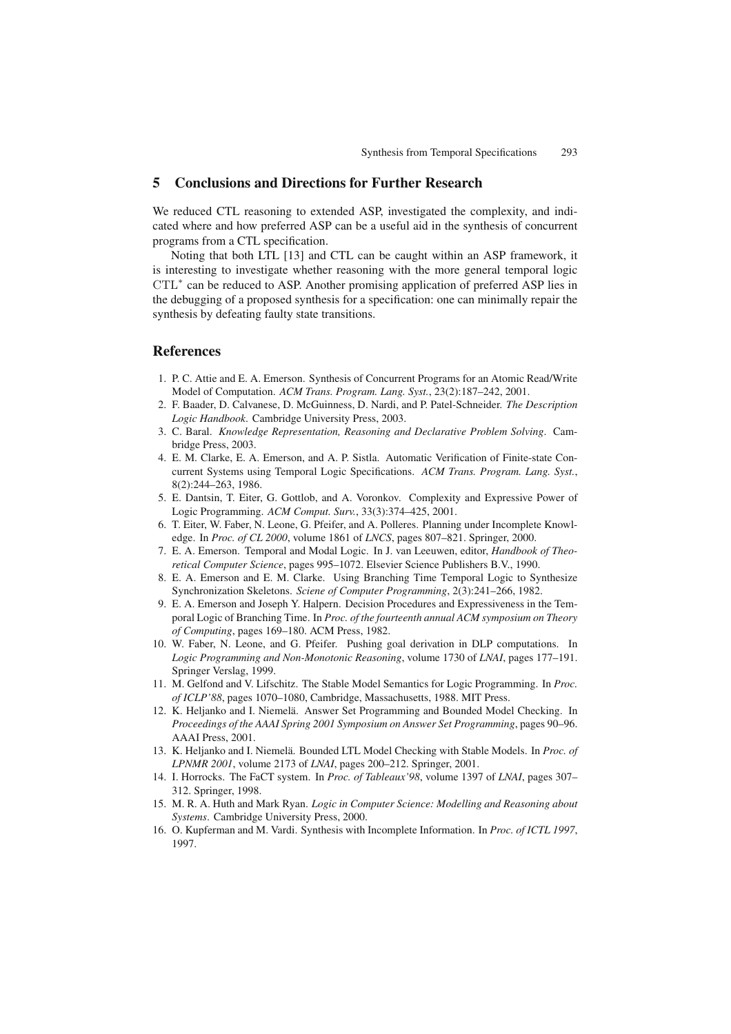## 5 Conclusions and Directions for Further Research

We reduced CTL reasoning to extended ASP, investigated the complexity, and indicated where and how preferred ASP can be a useful aid in the synthesis of concurrent programs from a CTL specification.

Noting that both LTL [13] and CTL can be caught within an ASP framework, it is interesting to investigate whether reasoning with the more general temporal logic $\text{CTL}^*$ can be reduced to ASP. Another promising application of preferred ASP lies in the debugging of a proposed synthesis for a specification: one can minimally repair the synthesis by defeating faulty state transitions.

## References

1. P. C. Attie and E. A. Emerson. Synthesis of Concurrent Programs for an Atomic Read/Write Model of Computation. *ACM Trans. Program. Lang. Syst.*, 23(2):187–242, 2001.
2. F. Baader, D. Calvanese, D. McGuinness, D. Nardi, and P. Patel-Schneider. *The Description Logic Handbook*. Cambridge University Press, 2003.
3. C. Baral. *Knowledge Representation, Reasoning and Declarative Problem Solving*. Cambridge Press, 2003.
4. E. M. Clarke, E. A. Emerson, and A. P. Sistla. Automatic Verification of Finite-state Concurrent Systems using Temporal Logic Specifications. *ACM Trans. Program. Lang. Syst.*, 8(2):244–263, 1986.
5. E. Dantsin, T. Eiter, G. Gottlob, and A. Voronkov. Complexity and Expressive Power of Logic Programming. *ACM Comput. Surv.*, 33(3):374–425, 2001.
6. T. Eiter, W. Faber, N. Leone, G. Pfeifer, and A. Polleres. Planning under Incomplete Knowledge. In *Proc. of CL 2000*, volume 1861 of *LNCS*, pages 807–821. Springer, 2000.
7. E. A. Emerson. Temporal and Modal Logic. In J. van Leeuwen, editor, *Handbook of Theoretical Computer Science*, pages 995–1072. Elsevier Science Publishers B.V., 1990.
8. E. A. Emerson and E. M. Clarke. Using Branching Time Temporal Logic to Synthesize Synchronization Skeletons. *Sciene of Computer Programming*, 2(3):241–266, 1982.
9. E. A. Emerson and Joseph Y. Halpern. Decision Procedures and Expressiveness in the Temporal Logic of Branching Time. In *Proc. of the fourteenth annual ACM symposium on Theory of Computing*, pages 169–180. ACM Press, 1982.
10. W. Faber, N. Leone, and G. Pfeifer. Pushing goal derivation in DLP computations. In *Logic Programming and Non-Monotonic Reasoning*, volume 1730 of *LNAI*, pages 177–191. Springer Verslag, 1999.
11. M. Gelfond and V. Lifschitz. The Stable Model Semantics for Logic Programming. In *Proc. of ICLP'88*, pages 1070–1080, Cambridge, Massachusetts, 1988. MIT Press.
12. K. Heljanko and I. Niemelä. Answer Set Programming and Bounded Model Checking. In *Proceedings of the AAAI Spring 2001 Symposium on Answer Set Programming*, pages 90–96. AAAI Press, 2001.
13. K. Heljanko and I. Niemelä. Bounded LTL Model Checking with Stable Models. In *Proc. of LPNMR 2001*, volume 2173 of *LNAI*, pages 200–212. Springer, 2001.
14. I. Horrocks. The FaCT system. In *Proc. of Tableaux'98*, volume 1397 of *LNAI*, pages 307–312. Springer, 1998.
15. M. R. A. Huth and Mark Ryan. *Logic in Computer Science: Modelling and Reasoning about Systems*. Cambridge University Press, 2000.
16. O. Kupferman and M. Vardi. Synthesis with Incomplete Information. In *Proc. of ICTL 1997*, 1997.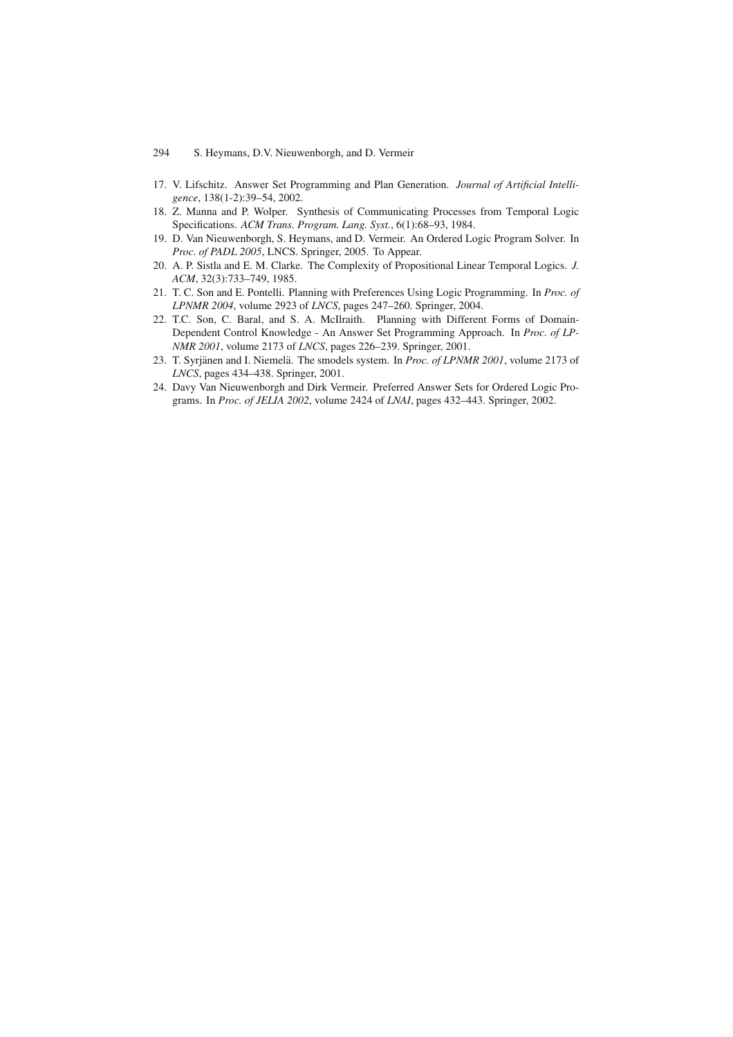17. V. Lifschitz. Answer Set Programming and Plan Generation. *Journal of Artificial Intelligence*, 138(1-2):39–54, 2002.
18. Z. Manna and P. Wolper. Synthesis of Communicating Processes from Temporal Logic Specifications. *ACM Trans. Program. Lang. Syst.*, 6(1):68–93, 1984.
19. D. Van Nieuwenborgh, S. Heymans, and D. Vermeir. An Ordered Logic Program Solver. In *Proc. of PADL 2005*, LNCS. Springer, 2005. To Appear.
20. A. P. Sistla and E. M. Clarke. The Complexity of Propositional Linear Temporal Logics. *J. ACM*, 32(3):733–749, 1985.
21. T. C. Son and E. Pontelli. Planning with Preferences Using Logic Programming. In *Proc. of LPNMR 2004*, volume 2923 of *LNCS*, pages 247–260. Springer, 2004.
22. T.C. Son, C. Baral, and S. A. McIlraith. Planning with Different Forms of Domain-Dependent Control Knowledge - An Answer Set Programming Approach. In *Proc. of LP-NMR 2001*, volume 2173 of *LNCS*, pages 226–239. Springer, 2001.
23. T. Syrjänen and I. Niemelä. The smodels system. In *Proc. of LPNMR 2001*, volume 2173 of *LNCS*, pages 434–438. Springer, 2001.
24. Davy Van Nieuwenborgh and Dirk Vermeir. Preferred Answer Sets for Ordered Logic Programs. In *Proc. of JELIA 2002*, volume 2424 of *LNAI*, pages 432–443. Springer, 2002.